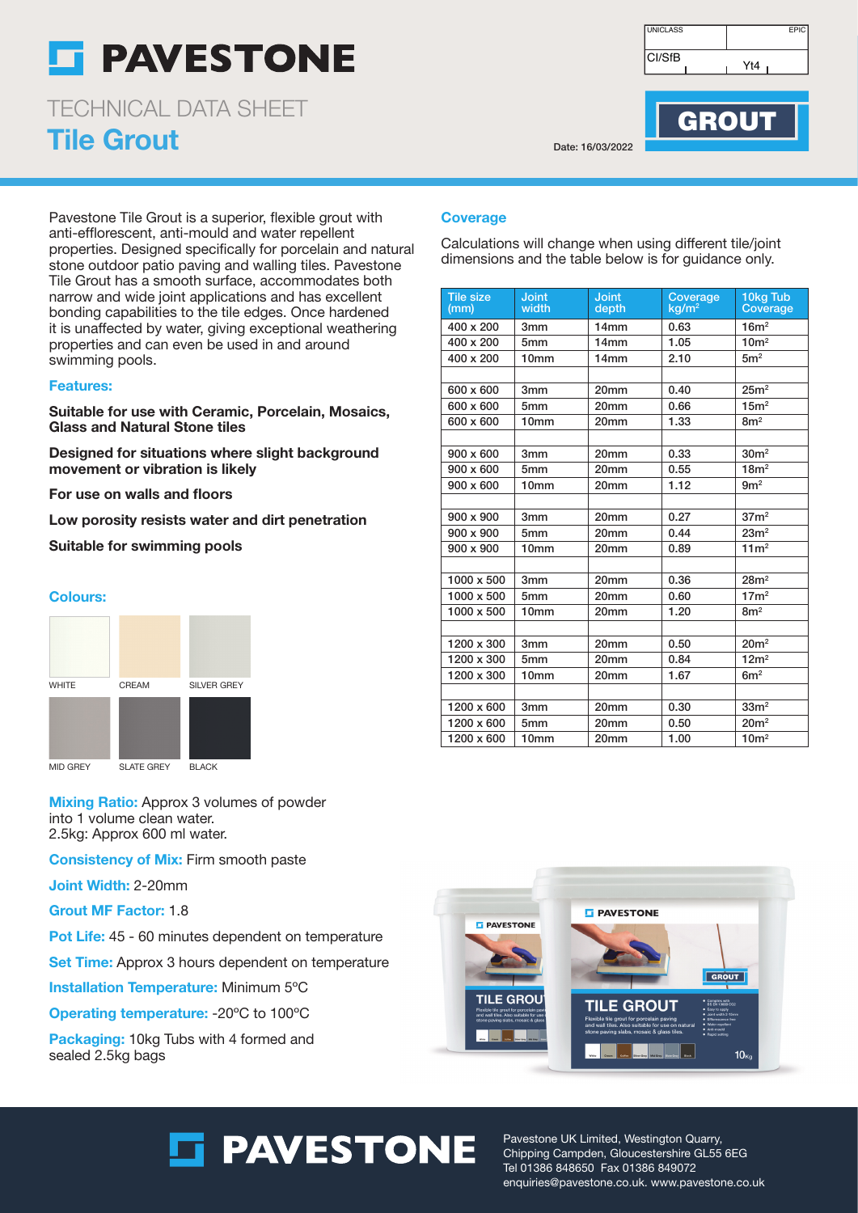# PAVESTONE

| UNICLASS | EPIC |
|---|---|
| CI/SfB | Yt4 |

## TECHNICAL DATA SHEET

# Tile Grout

**GROUT**

Date: 16/03/2022

Pavestone Tile Grout is a superior, flexible grout with anti-efflorescent, anti-mould and water repellent properties. Designed specifically for porcelain and natural stone outdoor patio paving and walling tiles. Pavestone Tile Grout has a smooth surface, accommodates both narrow and wide joint applications and has excellent bonding capabilities to the tile edges. Once hardened it is unaffected by water, giving exceptional weathering properties and can even be used in and around swimming pools.

### Features:

**Suitable for use with Ceramic, Porcelain, Mosaics, Glass and Natural Stone tiles**

**Designed for situations where slight background movement or vibration is likely**

**For use on walls and floors**

**Low porosity resists water and dirt penetration**

**Suitable for swimming pools**

### Colours:

WHITE, CREAM, SILVER GREY, MID GREY, SLATE GREY, BLACK

**Mixing Ratio:** Approx 3 volumes of powder into 1 volume clean water.
2.5kg: Approx 600 ml water.

**Consistency of Mix:** Firm smooth paste

**Joint Width:** 2-20mm

**Grout MF Factor:** 1.8

**Pot Life:** 45 - 60 minutes dependent on temperature

**Set Time:** Approx 3 hours dependent on temperature

**Installation Temperature:** Minimum 5ºC

**Operating temperature:** -20ºC to 100ºC

**Packaging:** 10kg Tubs with 4 formed and sealed 2.5kg bags

### Coverage

Calculations will change when using different tile/joint dimensions and the table below is for guidance only.

| Tile size (mm) | Joint width | Joint depth | Coverage kg/m² | 10kg Tub Coverage |
|---|---|---|---|---|
| 400 x 200 | 3mm | 14mm | 0.63 | 16m² |
| 400 x 200 | 5mm | 14mm | 1.05 | 10m² |
| 400 x 200 | 10mm | 14mm | 2.10 | 5m² |
| | | | | |
| 600 x 600 | 3mm | 20mm | 0.40 | 25m² |
| 600 x 600 | 5mm | 20mm | 0.66 | 15m² |
| 600 x 600 | 10mm | 20mm | 1.33 | 8m² |
| | | | | |
| 900 x 600 | 3mm | 20mm | 0.33 | 30m² |
| 900 x 600 | 5mm | 20mm | 0.55 | 18m² |
| 900 x 600 | 10mm | 20mm | 1.12 | 9m² |
| | | | | |
| 900 x 900 | 3mm | 20mm | 0.27 | 37m² |
| 900 x 900 | 5mm | 20mm | 0.44 | 23m² |
| 900 x 900 | 10mm | 20mm | 0.89 | 11m² |
| | | | | |
| 1000 x 500 | 3mm | 20mm | 0.36 | 28m² |
| 1000 x 500 | 5mm | 20mm | 0.60 | 17m² |
| 1000 x 500 | 10mm | 20mm | 1.20 | 8m² |
| | | | | |
| 1200 x 300 | 3mm | 20mm | 0.50 | 20m² |
| 1200 x 300 | 5mm | 20mm | 0.84 | 12m² |
| 1200 x 300 | 10mm | 20mm | 1.67 | 6m² |
| | | | | |
| 1200 x 600 | 3mm | 20mm | 0.30 | 33m² |
| 1200 x 600 | 5mm | 20mm | 0.50 | 20m² |
| 1200 x 600 | 10mm | 20mm | 1.00 | 10m² |

**PAVESTONE**

Pavestone UK Limited, Westington Quarry, Chipping Campden, Gloucestershire GL55 6EG
Tel 01386 848650 Fax 01386 849072
enquiries@pavestone.co.uk. www.pavestone.co.uk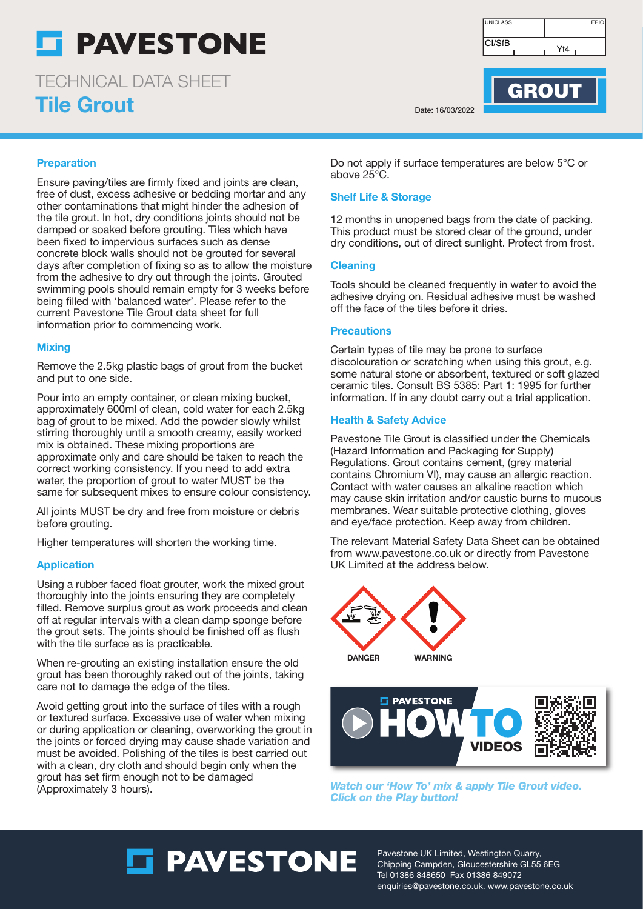# PAVESTONE

TECHNICAL DATA SHEET

## Tile Grout

| UNICLASS | EPIC |
|---|---|
| CI/SfB | Yt4 |

**GROUT**

Date: 16/03/2022

### Preparation

Ensure paving/tiles are firmly fixed and joints are clean, free of dust, excess adhesive or bedding mortar and any other contaminations that might hinder the adhesion of the tile grout. In hot, dry conditions joints should not be damped or soaked before grouting. Tiles which have been fixed to impervious surfaces such as dense concrete block walls should not be grouted for several days after completion of fixing so as to allow the moisture from the adhesive to dry out through the joints. Grouted swimming pools should remain empty for 3 weeks before being filled with 'balanced water'. Please refer to the current Pavestone Tile Grout data sheet for full information prior to commencing work.

### Mixing

Remove the 2.5kg plastic bags of grout from the bucket and put to one side.

Pour into an empty container, or clean mixing bucket, approximately 600ml of clean, cold water for each 2.5kg bag of grout to be mixed. Add the powder slowly whilst stirring thoroughly until a smooth creamy, easily worked mix is obtained. These mixing proportions are approximate only and care should be taken to reach the correct working consistency. If you need to add extra water, the proportion of grout to water MUST be the same for subsequent mixes to ensure colour consistency.

All joints MUST be dry and free from moisture or debris before grouting.

Higher temperatures will shorten the working time.

### Application

Using a rubber faced float grouter, work the mixed grout thoroughly into the joints ensuring they are completely filled. Remove surplus grout as work proceeds and clean off at regular intervals with a clean damp sponge before the grout sets. The joints should be finished off as flush with the tile surface as is practicable.

When re-grouting an existing installation ensure the old grout has been thoroughly raked out of the joints, taking care not to damage the edge of the tiles.

Avoid getting grout into the surface of tiles with a rough or textured surface. Excessive use of water when mixing or during application or cleaning, overworking the grout in the joints or forced drying may cause shade variation and must be avoided. Polishing of the tiles is best carried out with a clean, dry cloth and should begin only when the grout has set firm enough not to be damaged (Approximately 3 hours).

Do not apply if surface temperatures are below 5°C or above 25°C.

### Shelf Life & Storage

12 months in unopened bags from the date of packing. This product must be stored clear of the ground, under dry conditions, out of direct sunlight. Protect from frost.

### Cleaning

Tools should be cleaned frequently in water to avoid the adhesive drying on. Residual adhesive must be washed off the face of the tiles before it dries.

### Precautions

Certain types of tile may be prone to surface discolouration or scratching when using this grout, e.g. some natural stone or absorbent, textured or soft glazed ceramic tiles. Consult BS 5385: Part 1: 1995 for further information. If in any doubt carry out a trial application.

### Health & Safety Advice

Pavestone Tile Grout is classified under the Chemicals (Hazard Information and Packaging for Supply) Regulations. Grout contains cement, (grey material contains Chromium VI), may cause an allergic reaction. Contact with water causes an alkaline reaction which may cause skin irritation and/or caustic burns to mucous membranes. Wear suitable protective clothing, gloves and eye/face protection. Keep away from children.

The relevant Material Safety Data Sheet can be obtained from www.pavestone.co.uk or directly from Pavestone UK Limited at the address below.

DANGER WARNING

PAVESTONE HOW TO VIDEOS

*Watch our 'How To' mix & apply Tile Grout video. Click on the Play button!*

PAVESTONE

Pavestone UK Limited, Westington Quarry, Chipping Campden, Gloucestershire GL55 6EG
Tel 01386 848650 Fax 01386 849072
enquiries@pavestone.co.uk. www.pavestone.co.uk